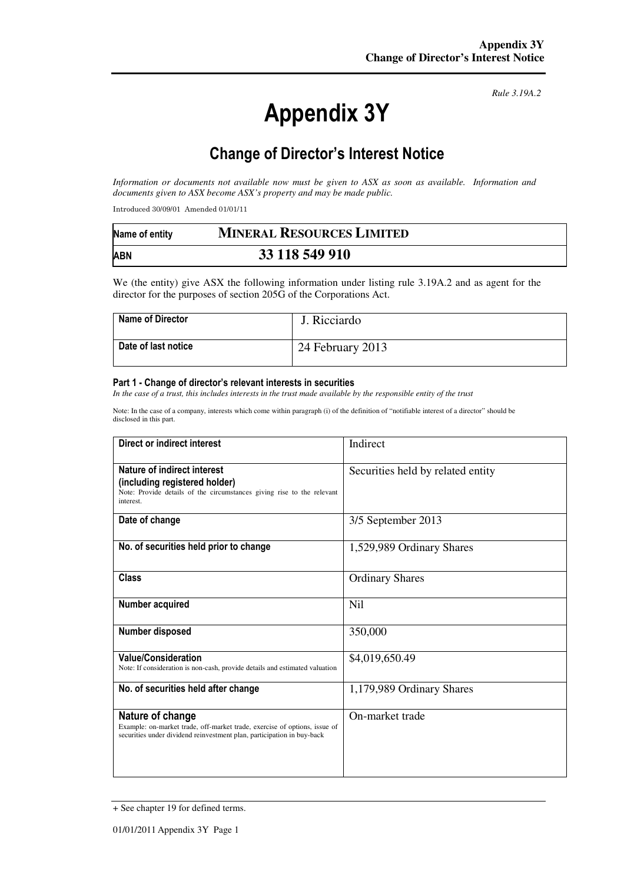*Rule 3.19A.2*

# Appendix 3Y

## Change of Director's Interest Notice

*Information or documents not available now must be given to ASX as soon as available. Information and documents given to ASX become ASX's property and may be made public.*

Introduced 30/09/01 Amended 01/01/11

| Name of entity | MINERAL RESOURCES LIMITED |
|---|---|
| ABN | 33 118 549 910 |

We (the entity) give ASX the following information under listing rule 3.19A.2 and as agent for the director for the purposes of section 205G of the Corporations Act.

| Name of Director | J. Ricciardo |
|---|---|
| Date of last notice | 24 February 2013 |

#### Part 1 - Change of director's relevant interests in securities

*In the case of a trust, this includes interests in the trust made available by the responsible entity of the trust*

Note: In the case of a company, interests which come within paragraph (i) of the definition of "notifiable interest of a director" should be disclosed in this part.

| Direct or indirect interest | Indirect |
|---|---|
| **Nature of indirect interest (including registered holder)**<br>Note: Provide details of the circumstances giving rise to the relevant interest. | Securities held by related entity |
| **Date of change** | 3/5 September 2013 |
| **No. of securities held prior to change** | 1,529,989 Ordinary Shares |
| **Class** | Ordinary Shares |
| **Number acquired** | Nil |
| **Number disposed** | 350,000 |
| **Value/Consideration**<br>Note: If consideration is non-cash, provide details and estimated valuation | $4,019,650.49 |
| **No. of securities held after change** | 1,179,989 Ordinary Shares |
| **Nature of change**<br>Example: on-market trade, off-market trade, exercise of options, issue of securities under dividend reinvestment plan, participation in buy-back | On-market trade |

+ See chapter 19 for defined terms.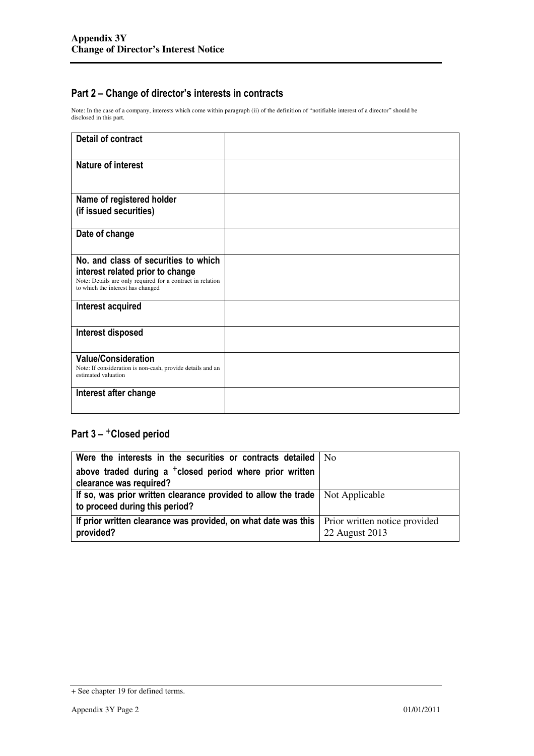## Part 2 – Change of director's interests in contracts

Note: In the case of a company, interests which come within paragraph (ii) of the definition of "notifiable interest of a director" should be disclosed in this part.

| | |
|---|---|
| **Detail of contract** | |
| **Nature of interest** | |
| **Name of registered holder (if issued securities)** | |
| **Date of change** | |
| **No. and class of securities to which interest related prior to change** Note: Details are only required for a contract in relation to which the interest has changed | |
| **Interest acquired** | |
| **Interest disposed** | |
| **Value/Consideration** Note: If consideration is non-cash, provide details and an estimated valuation | |
| **Interest after change** | |

## Part 3 – +Closed period

| | |
|---|---|
| **Were the interests in the securities or contracts detailed above traded during a +closed period where prior written clearance was required?** | No |
| **If so, was prior written clearance provided to allow the trade to proceed during this period?** | Not Applicable |
| **If prior written clearance was provided, on what date was this provided?** | Prior written notice provided 22 August 2013 |

+ See chapter 19 for defined terms.